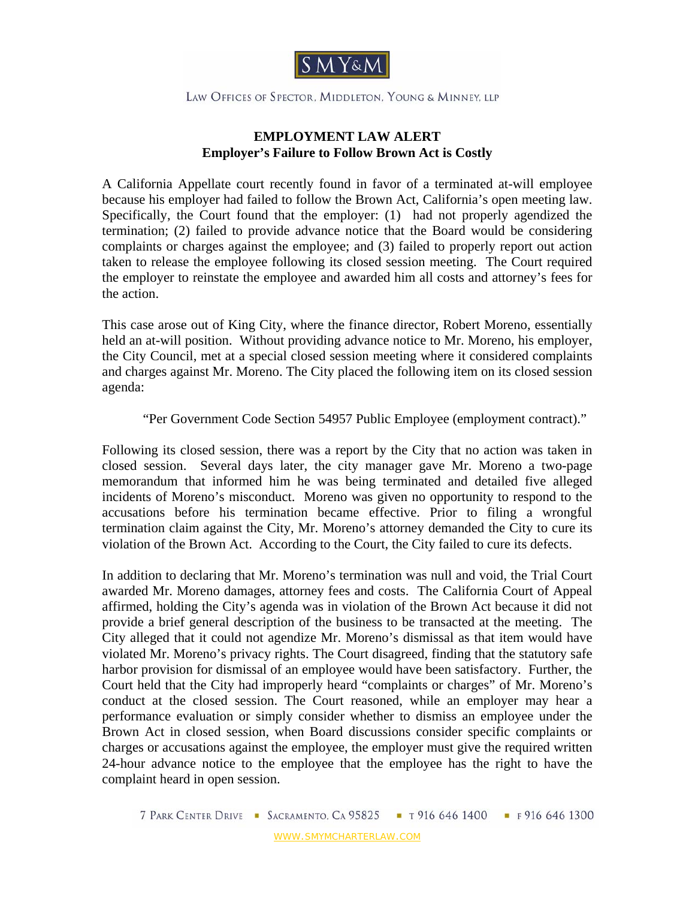SMY&M

LAW OFFICES OF SPECTOR, MIDDLETON, YOUNG & MINNEY, LLP

# EMPLOYMENT LAW ALERT
## Employer's Failure to Follow Brown Act is Costly

A California Appellate court recently found in favor of a terminated at-will employee because his employer had failed to follow the Brown Act, California's open meeting law. Specifically, the Court found that the employer: (1) had not properly agendized the termination; (2) failed to provide advance notice that the Board would be considering complaints or charges against the employee; and (3) failed to properly report out action taken to release the employee following its closed session meeting. The Court required the employer to reinstate the employee and awarded him all costs and attorney's fees for the action.

This case arose out of King City, where the finance director, Robert Moreno, essentially held an at-will position. Without providing advance notice to Mr. Moreno, his employer, the City Council, met at a special closed session meeting where it considered complaints and charges against Mr. Moreno. The City placed the following item on its closed session agenda:

> "Per Government Code Section 54957 Public Employee (employment contract)."

Following its closed session, there was a report by the City that no action was taken in closed session. Several days later, the city manager gave Mr. Moreno a two-page memorandum that informed him he was being terminated and detailed five alleged incidents of Moreno's misconduct. Moreno was given no opportunity to respond to the accusations before his termination became effective. Prior to filing a wrongful termination claim against the City, Mr. Moreno's attorney demanded the City to cure its violation of the Brown Act. According to the Court, the City failed to cure its defects.

In addition to declaring that Mr. Moreno's termination was null and void, the Trial Court awarded Mr. Moreno damages, attorney fees and costs. The California Court of Appeal affirmed, holding the City's agenda was in violation of the Brown Act because it did not provide a brief general description of the business to be transacted at the meeting. The City alleged that it could not agendize Mr. Moreno's dismissal as that item would have violated Mr. Moreno's privacy rights. The Court disagreed, finding that the statutory safe harbor provision for dismissal of an employee would have been satisfactory. Further, the Court held that the City had improperly heard "complaints or charges" of Mr. Moreno's conduct at the closed session. The Court reasoned, while an employer may hear a performance evaluation or simply consider whether to dismiss an employee under the Brown Act in closed session, when Board discussions consider specific complaints or charges or accusations against the employee, the employer must give the required written 24-hour advance notice to the employee that the employee has the right to have the complaint heard in open session.

7 PARK CENTER DRIVE ▪ SACRAMENTO, CA 95825 ▪ T 916 646 1400 ▪ F 916 646 1300

WWW.SMYMCHARTERLAW.COM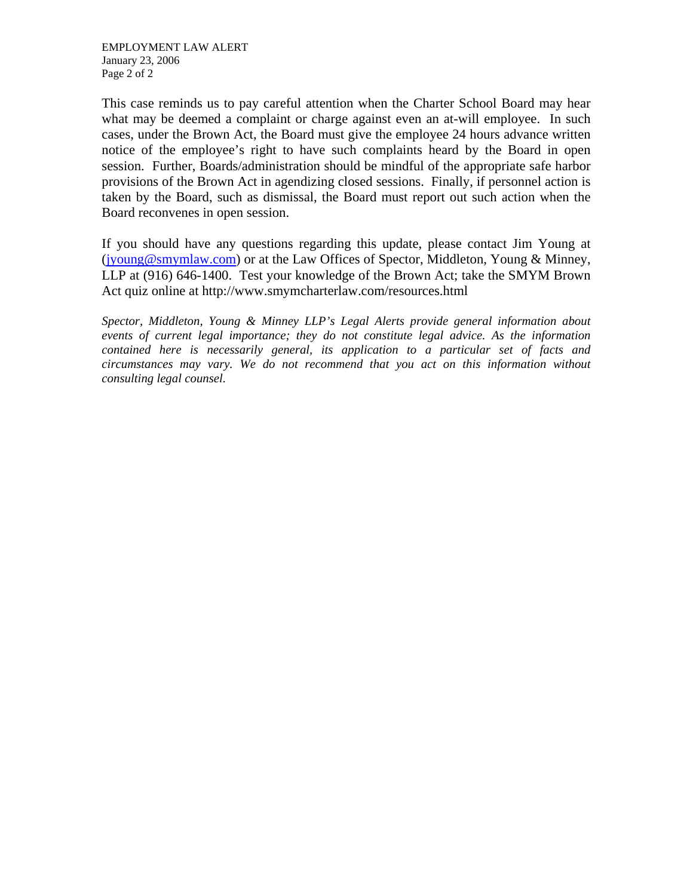This case reminds us to pay careful attention when the Charter School Board may hear what may be deemed a complaint or charge against even an at-will employee. In such cases, under the Brown Act, the Board must give the employee 24 hours advance written notice of the employee's right to have such complaints heard by the Board in open session. Further, Boards/administration should be mindful of the appropriate safe harbor provisions of the Brown Act in agendizing closed sessions. Finally, if personnel action is taken by the Board, such as dismissal, the Board must report out such action when the Board reconvenes in open session.

If you should have any questions regarding this update, please contact Jim Young at (jyoung@smymlaw.com) or at the Law Offices of Spector, Middleton, Young & Minney, LLP at (916) 646-1400. Test your knowledge of the Brown Act; take the SMYM Brown Act quiz online at http://www.smymcharterlaw.com/resources.html

*Spector, Middleton, Young & Minney LLP's Legal Alerts provide general information about events of current legal importance; they do not constitute legal advice. As the information contained here is necessarily general, its application to a particular set of facts and circumstances may vary. We do not recommend that you act on this information without consulting legal counsel.*